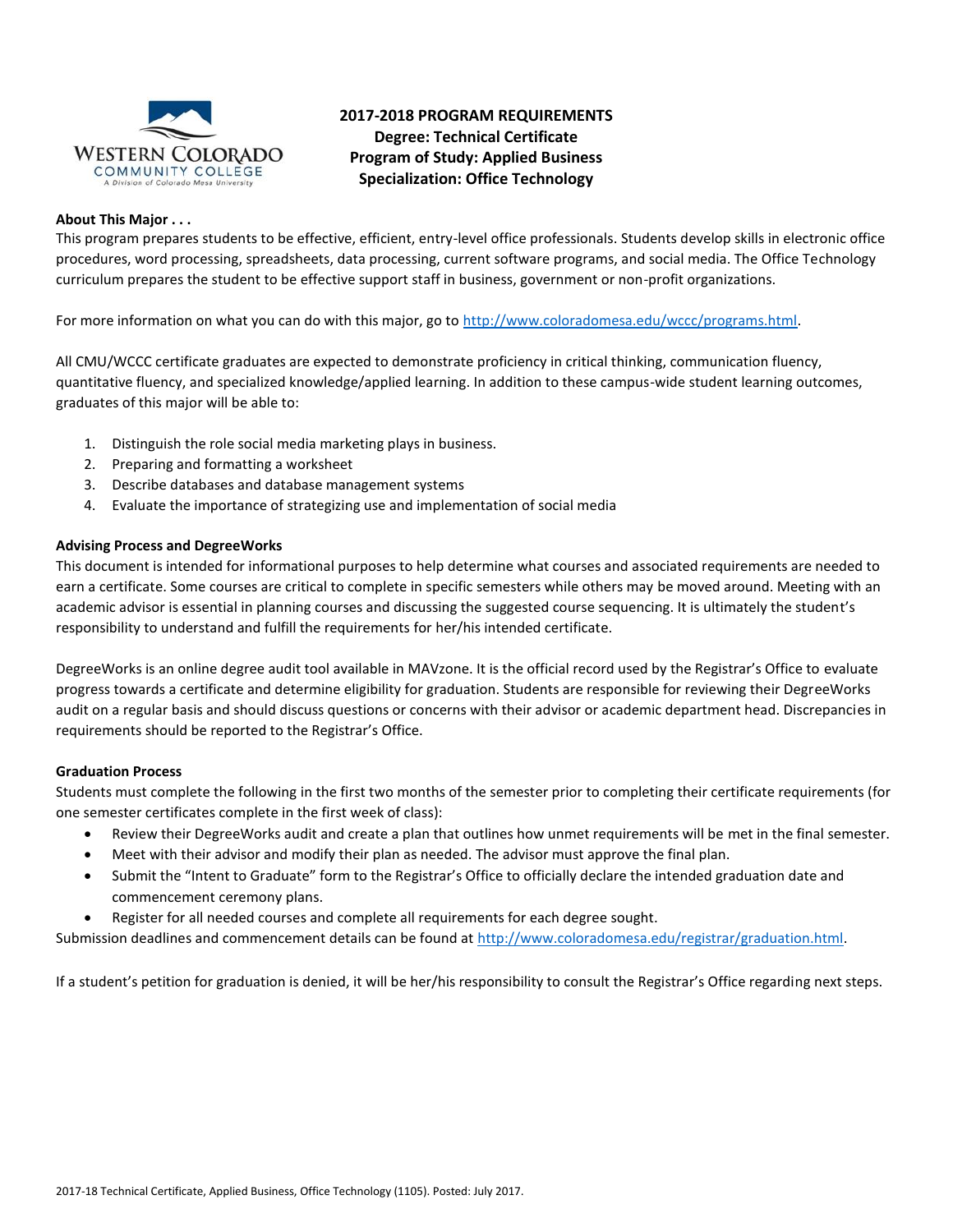# 2017-2018 PROGRAM REQUIREMENTS
## Degree: Technical Certificate
## Program of Study: Applied Business
## Specialization: Office Technology

**About This Major . . .**

This program prepares students to be effective, efficient, entry-level office professionals. Students develop skills in electronic office procedures, word processing, spreadsheets, data processing, current software programs, and social media. The Office Technology curriculum prepares the student to be effective support staff in business, government or non-profit organizations.

For more information on what you can do with this major, go to http://www.coloradomesa.edu/wccc/programs.html.

All CMU/WCCC certificate graduates are expected to demonstrate proficiency in critical thinking, communication fluency, quantitative fluency, and specialized knowledge/applied learning. In addition to these campus-wide student learning outcomes, graduates of this major will be able to:

1. Distinguish the role social media marketing plays in business.
2. Preparing and formatting a worksheet
3. Describe databases and database management systems
4. Evaluate the importance of strategizing use and implementation of social media

**Advising Process and DegreeWorks**

This document is intended for informational purposes to help determine what courses and associated requirements are needed to earn a certificate. Some courses are critical to complete in specific semesters while others may be moved around. Meeting with an academic advisor is essential in planning courses and discussing the suggested course sequencing. It is ultimately the student's responsibility to understand and fulfill the requirements for her/his intended certificate.

DegreeWorks is an online degree audit tool available in MAVzone. It is the official record used by the Registrar's Office to evaluate progress towards a certificate and determine eligibility for graduation. Students are responsible for reviewing their DegreeWorks audit on a regular basis and should discuss questions or concerns with their advisor or academic department head. Discrepancies in requirements should be reported to the Registrar's Office.

**Graduation Process**

Students must complete the following in the first two months of the semester prior to completing their certificate requirements (for one semester certificates complete in the first week of class):

- Review their DegreeWorks audit and create a plan that outlines how unmet requirements will be met in the final semester.
- Meet with their advisor and modify their plan as needed. The advisor must approve the final plan.
- Submit the "Intent to Graduate" form to the Registrar's Office to officially declare the intended graduation date and commencement ceremony plans.
- Register for all needed courses and complete all requirements for each degree sought.

Submission deadlines and commencement details can be found at http://www.coloradomesa.edu/registrar/graduation.html.

If a student's petition for graduation is denied, it will be her/his responsibility to consult the Registrar's Office regarding next steps.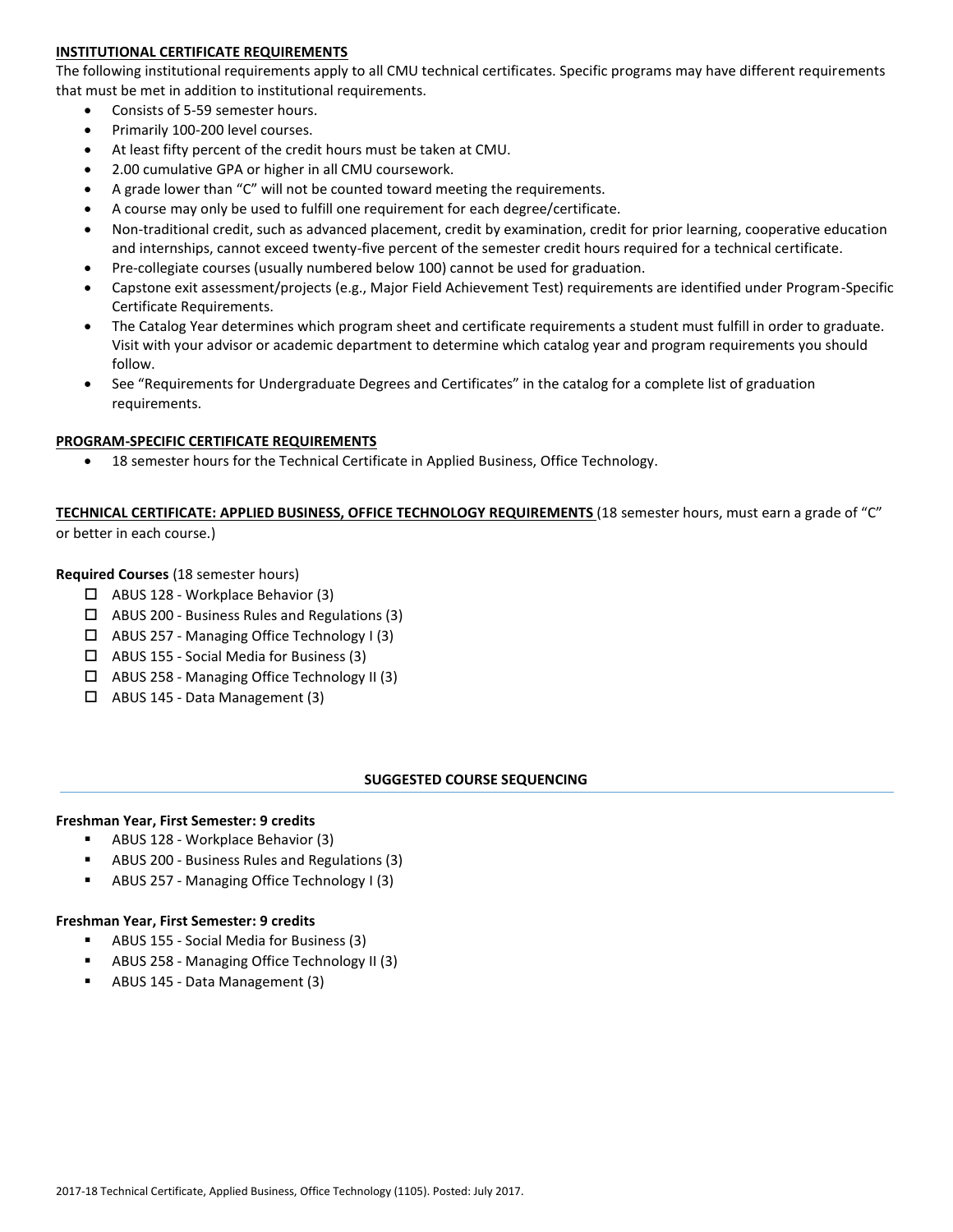**INSTITUTIONAL CERTIFICATE REQUIREMENTS**

The following institutional requirements apply to all CMU technical certificates. Specific programs may have different requirements that must be met in addition to institutional requirements.

- Consists of 5-59 semester hours.
- Primarily 100-200 level courses.
- At least fifty percent of the credit hours must be taken at CMU.
- 2.00 cumulative GPA or higher in all CMU coursework.
- A grade lower than "C" will not be counted toward meeting the requirements.
- A course may only be used to fulfill one requirement for each degree/certificate.
- Non-traditional credit, such as advanced placement, credit by examination, credit for prior learning, cooperative education and internships, cannot exceed twenty-five percent of the semester credit hours required for a technical certificate.
- Pre-collegiate courses (usually numbered below 100) cannot be used for graduation.
- Capstone exit assessment/projects (e.g., Major Field Achievement Test) requirements are identified under Program-Specific Certificate Requirements.
- The Catalog Year determines which program sheet and certificate requirements a student must fulfill in order to graduate. Visit with your advisor or academic department to determine which catalog year and program requirements you should follow.
- See "Requirements for Undergraduate Degrees and Certificates" in the catalog for a complete list of graduation requirements.

**PROGRAM-SPECIFIC CERTIFICATE REQUIREMENTS**

- 18 semester hours for the Technical Certificate in Applied Business, Office Technology.

**TECHNICAL CERTIFICATE: APPLIED BUSINESS, OFFICE TECHNOLOGY REQUIREMENTS** (18 semester hours, must earn a grade of "C" or better in each course.)

**Required Courses** (18 semester hours)

- ☐ ABUS 128 - Workplace Behavior (3)
- ☐ ABUS 200 - Business Rules and Regulations (3)
- ☐ ABUS 257 - Managing Office Technology I (3)
- ☐ ABUS 155 - Social Media for Business (3)
- ☐ ABUS 258 - Managing Office Technology II (3)
- ☐ ABUS 145 - Data Management (3)

**SUGGESTED COURSE SEQUENCING**

**Freshman Year, First Semester: 9 credits**

- ABUS 128 - Workplace Behavior (3)
- ABUS 200 - Business Rules and Regulations (3)
- ABUS 257 - Managing Office Technology I (3)

**Freshman Year, First Semester: 9 credits**

- ABUS 155 - Social Media for Business (3)
- ABUS 258 - Managing Office Technology II (3)
- ABUS 145 - Data Management (3)

2017-18 Technical Certificate, Applied Business, Office Technology (1105). Posted: July 2017.